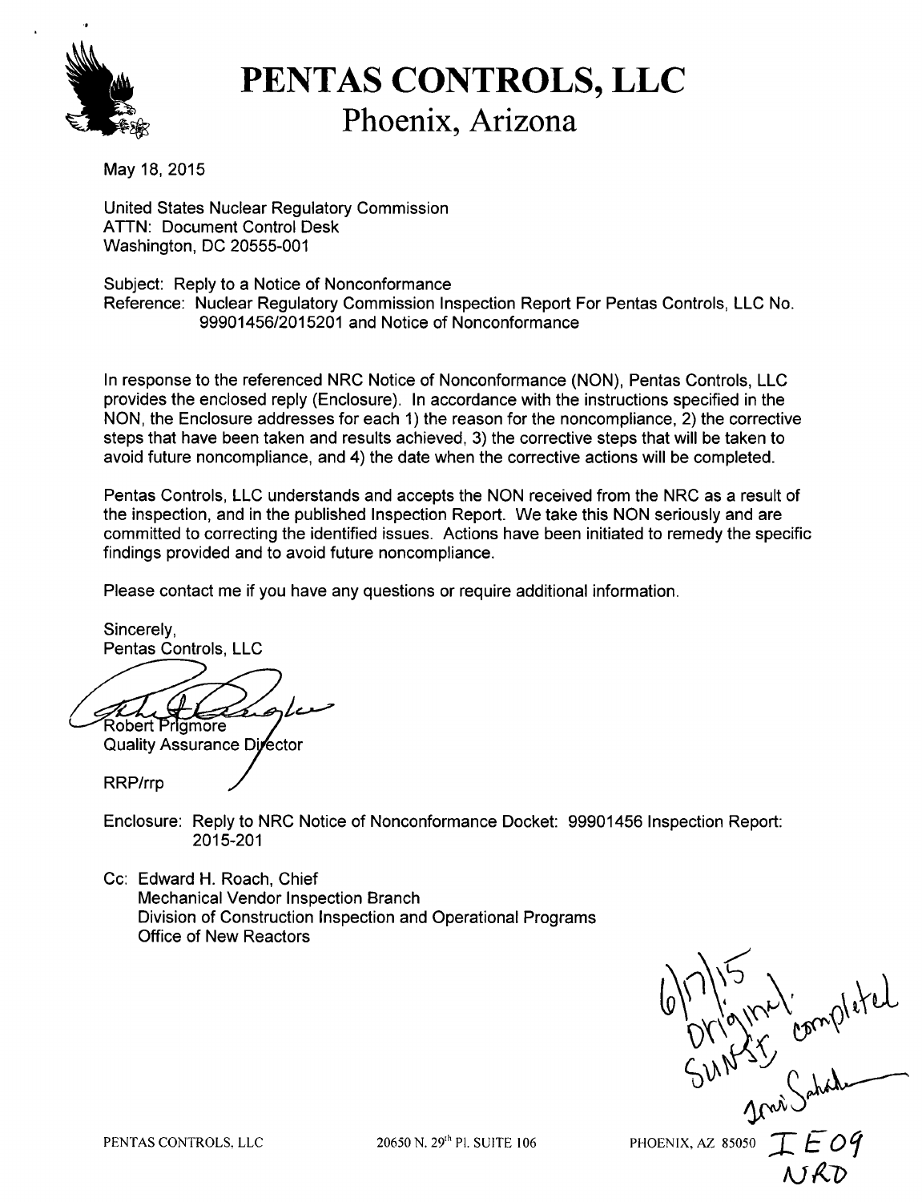# PENTAS CONTROLS, LLC

## Phoenix, Arizona

May 18, 2015

United States Nuclear Regulatory Commission
ATTN: Document Control Desk
Washington, DC 20555-001

Subject: Reply to a Notice of Nonconformance
Reference: Nuclear Regulatory Commission Inspection Report For Pentas Controls, LLC No. 99901456/2015201 and Notice of Nonconformance

In response to the referenced NRC Notice of Nonconformance (NON), Pentas Controls, LLC provides the enclosed reply (Enclosure). In accordance with the instructions specified in the NON, the Enclosure addresses for each 1) the reason for the noncompliance, 2) the corrective steps that have been taken and results achieved, 3) the corrective steps that will be taken to avoid future noncompliance, and 4) the date when the corrective actions will be completed.

Pentas Controls, LLC understands and accepts the NON received from the NRC as a result of the inspection, and in the published Inspection Report. We take this NON seriously and are committed to correcting the identified issues. Actions have been initiated to remedy the specific findings provided and to avoid future noncompliance.

Please contact me if you have any questions or require additional information.

Sincerely,
Pentas Controls, LLC

Robert Prigmore
Quality Assurance Director

RRP/rrp

Enclosure: Reply to NRC Notice of Nonconformance Docket: 99901456 Inspection Report: 2015-201

Cc: Edward H. Roach, Chief
Mechanical Vendor Inspection Branch
Division of Construction Inspection and Operational Programs
Office of New Reactors

6/17/15
Original SUNSI completed

IE09
NRO

PENTAS CONTROLS, LLC 20650 N. 29th Pl. SUITE 106 PHOENIX, AZ 85050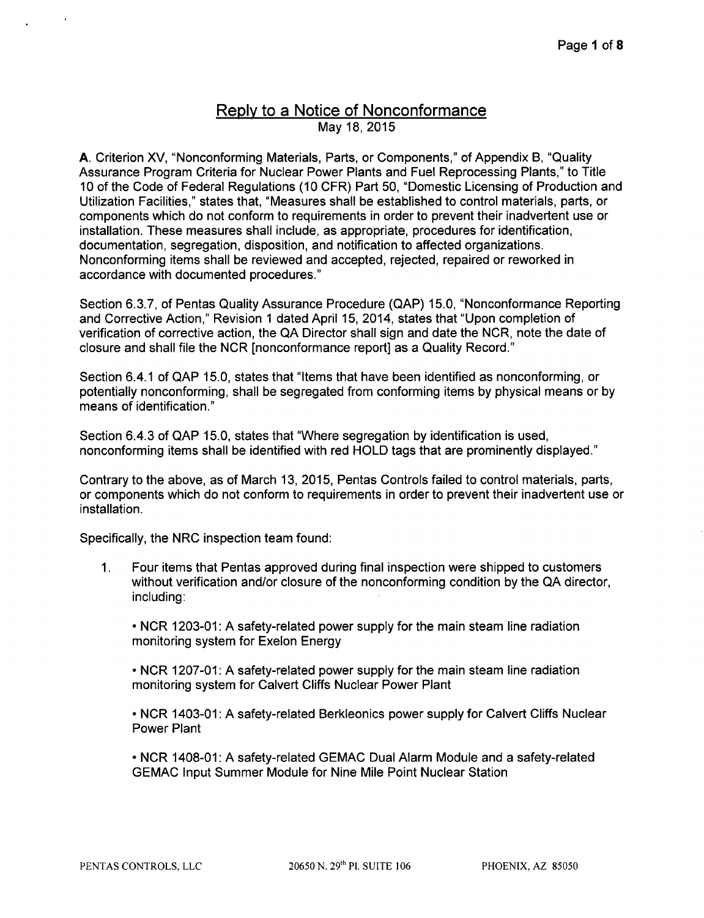## Reply to a Notice of Nonconformance

May 18, 2015

**A**. Criterion XV, "Nonconforming Materials, Parts, or Components," of Appendix B, "Quality Assurance Program Criteria for Nuclear Power Plants and Fuel Reprocessing Plants," to Title 10 of the Code of Federal Regulations (10 CFR) Part 50, "Domestic Licensing of Production and Utilization Facilities," states that, "Measures shall be established to control materials, parts, or components which do not conform to requirements in order to prevent their inadvertent use or installation. These measures shall include, as appropriate, procedures for identification, documentation, segregation, disposition, and notification to affected organizations. Nonconforming items shall be reviewed and accepted, rejected, repaired or reworked in accordance with documented procedures."

Section 6.3.7, of Pentas Quality Assurance Procedure (QAP) 15.0, "Nonconformance Reporting and Corrective Action," Revision 1 dated April 15, 2014, states that "Upon completion of verification of corrective action, the QA Director shall sign and date the NCR, note the date of closure and shall file the NCR [nonconformance report] as a Quality Record."

Section 6.4.1 of QAP 15.0, states that "Items that have been identified as nonconforming, or potentially nonconforming, shall be segregated from conforming items by physical means or by means of identification."

Section 6.4.3 of QAP 15.0, states that "Where segregation by identification is used, nonconforming items shall be identified with red HOLD tags that are prominently displayed."

Contrary to the above, as of March 13, 2015, Pentas Controls failed to control materials, parts, or components which do not conform to requirements in order to prevent their inadvertent use or installation.

Specifically, the NRC inspection team found:

1. Four items that Pentas approved during final inspection were shipped to customers without verification and/or closure of the nonconforming condition by the QA director, including:

   • NCR 1203-01: A safety-related power supply for the main steam line radiation monitoring system for Exelon Energy

   • NCR 1207-01: A safety-related power supply for the main steam line radiation monitoring system for Calvert Cliffs Nuclear Power Plant

   • NCR 1403-01: A safety-related Berkleonics power supply for Calvert Cliffs Nuclear Power Plant

   • NCR 1408-01: A safety-related GEMAC Dual Alarm Module and a safety-related GEMAC Input Summer Module for Nine Mile Point Nuclear Station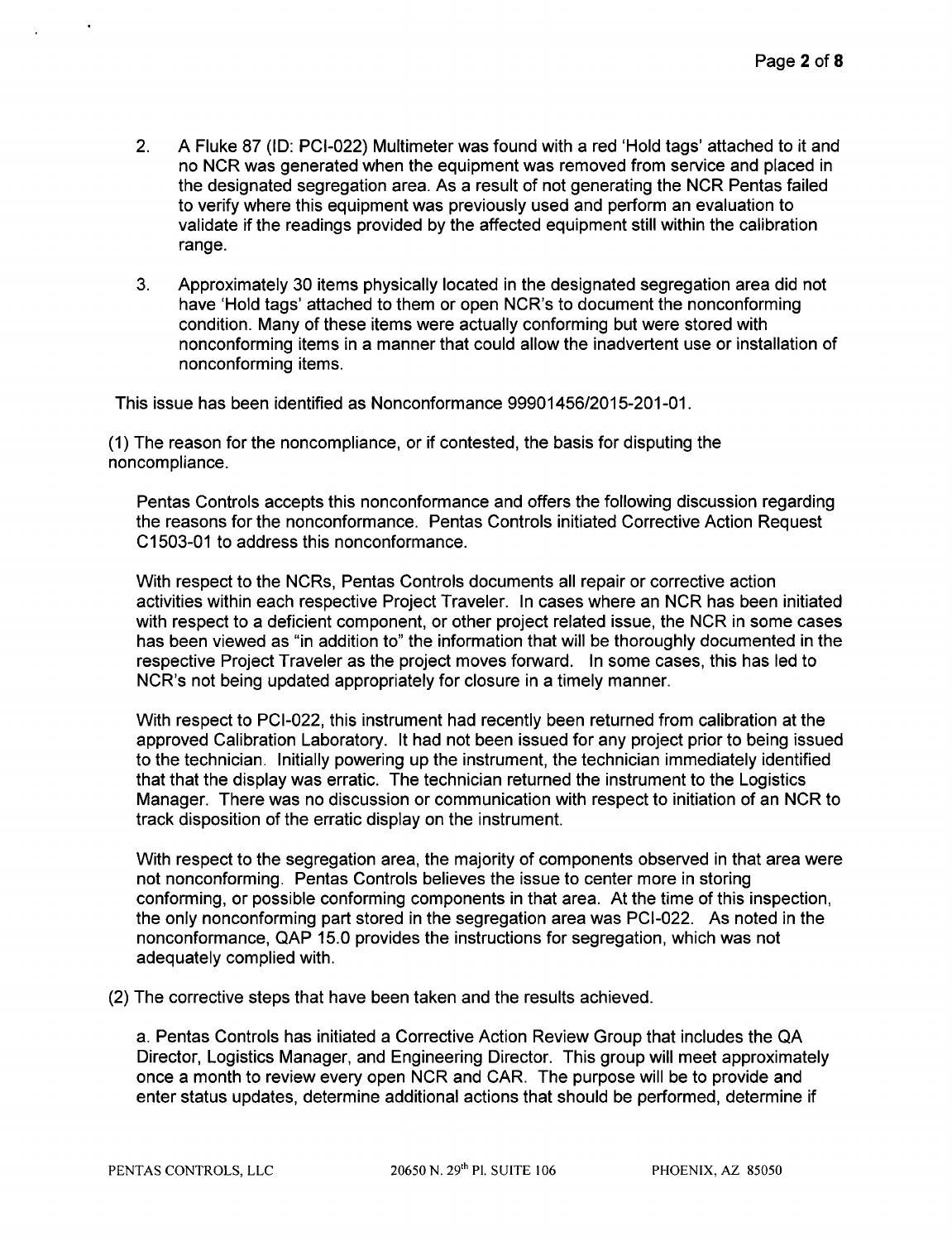2. A Fluke 87 (ID: PCI-022) Multimeter was found with a red 'Hold tags' attached to it and no NCR was generated when the equipment was removed from service and placed in the designated segregation area. As a result of not generating the NCR Pentas failed to verify where this equipment was previously used and perform an evaluation to validate if the readings provided by the affected equipment still within the calibration range.

3. Approximately 30 items physically located in the designated segregation area did not have 'Hold tags' attached to them or open NCR's to document the nonconforming condition. Many of these items were actually conforming but were stored with nonconforming items in a manner that could allow the inadvertent use or installation of nonconforming items.

This issue has been identified as Nonconformance 99901456/2015-201-01.

(1) The reason for the noncompliance, or if contested, the basis for disputing the noncompliance.

Pentas Controls accepts this nonconformance and offers the following discussion regarding the reasons for the nonconformance. Pentas Controls initiated Corrective Action Request C1503-01 to address this nonconformance.

With respect to the NCRs, Pentas Controls documents all repair or corrective action activities within each respective Project Traveler. In cases where an NCR has been initiated with respect to a deficient component, or other project related issue, the NCR in some cases has been viewed as "in addition to" the information that will be thoroughly documented in the respective Project Traveler as the project moves forward. In some cases, this has led to NCR's not being updated appropriately for closure in a timely manner.

With respect to PCI-022, this instrument had recently been returned from calibration at the approved Calibration Laboratory. It had not been issued for any project prior to being issued to the technician. Initially powering up the instrument, the technician immediately identified that that the display was erratic. The technician returned the instrument to the Logistics Manager. There was no discussion or communication with respect to initiation of an NCR to track disposition of the erratic display on the instrument.

With respect to the segregation area, the majority of components observed in that area were not nonconforming. Pentas Controls believes the issue to center more in storing conforming, or possible conforming components in that area. At the time of this inspection, the only nonconforming part stored in the segregation area was PCI-022. As noted in the nonconformance, QAP 15.0 provides the instructions for segregation, which was not adequately complied with.

(2) The corrective steps that have been taken and the results achieved.

a. Pentas Controls has initiated a Corrective Action Review Group that includes the QA Director, Logistics Manager, and Engineering Director. This group will meet approximately once a month to review every open NCR and CAR. The purpose will be to provide and enter status updates, determine additional actions that should be performed, determine if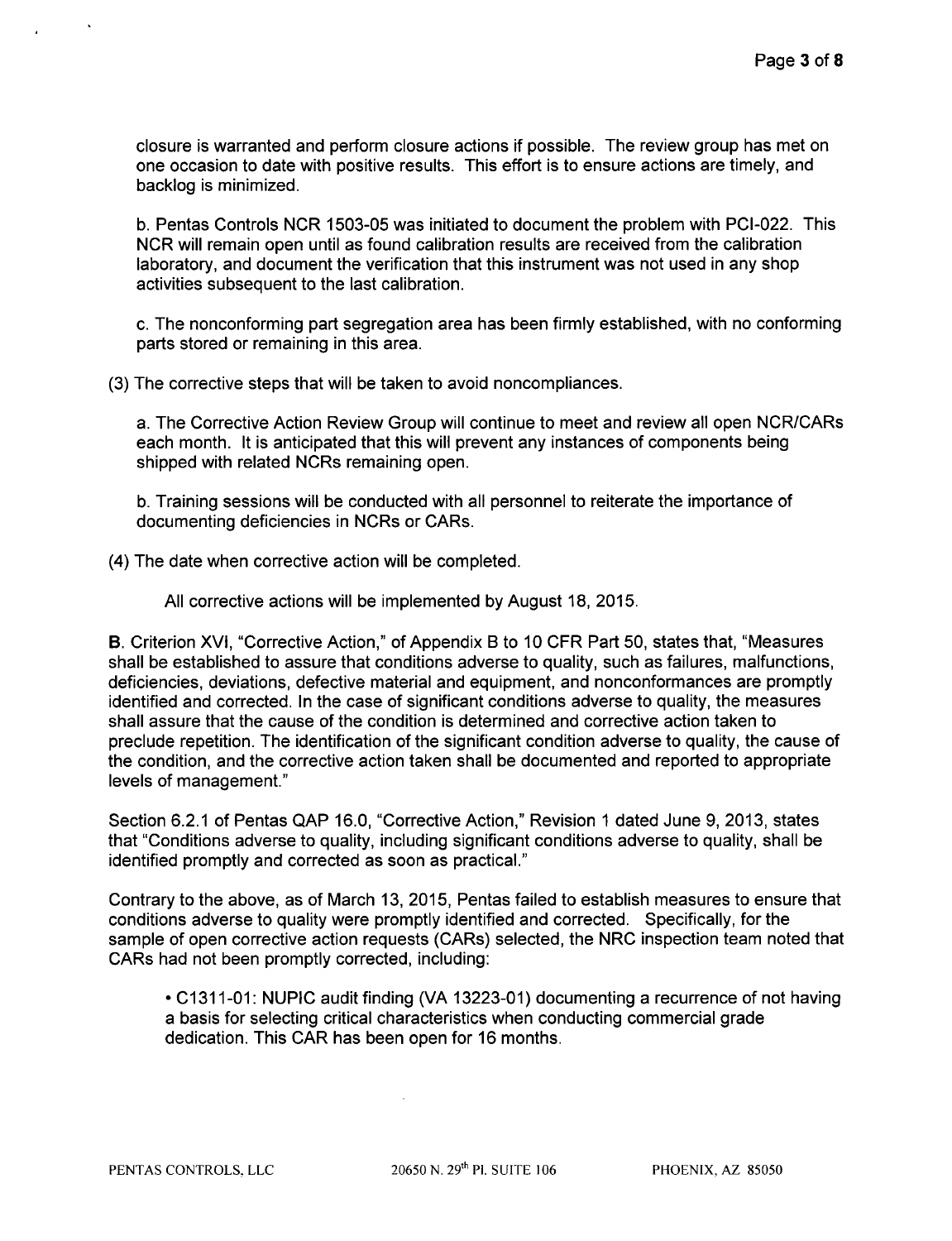closure is warranted and perform closure actions if possible. The review group has met on one occasion to date with positive results. This effort is to ensure actions are timely, and backlog is minimized.

b. Pentas Controls NCR 1503-05 was initiated to document the problem with PCI-022. This NCR will remain open until as found calibration results are received from the calibration laboratory, and document the verification that this instrument was not used in any shop activities subsequent to the last calibration.

c. The nonconforming part segregation area has been firmly established, with no conforming parts stored or remaining in this area.

(3) The corrective steps that will be taken to avoid noncompliances.

a. The Corrective Action Review Group will continue to meet and review all open NCR/CARs each month. It is anticipated that this will prevent any instances of components being shipped with related NCRs remaining open.

b. Training sessions will be conducted with all personnel to reiterate the importance of documenting deficiencies in NCRs or CARs.

(4) The date when corrective action will be completed.

All corrective actions will be implemented by August 18, 2015.

**B.** Criterion XVI, "Corrective Action," of Appendix B to 10 CFR Part 50, states that, "Measures shall be established to assure that conditions adverse to quality, such as failures, malfunctions, deficiencies, deviations, defective material and equipment, and nonconformances are promptly identified and corrected. In the case of significant conditions adverse to quality, the measures shall assure that the cause of the condition is determined and corrective action taken to preclude repetition. The identification of the significant condition adverse to quality, the cause of the condition, and the corrective action taken shall be documented and reported to appropriate levels of management."

Section 6.2.1 of Pentas QAP 16.0, "Corrective Action," Revision 1 dated June 9, 2013, states that "Conditions adverse to quality, including significant conditions adverse to quality, shall be identified promptly and corrected as soon as practical."

Contrary to the above, as of March 13, 2015, Pentas failed to establish measures to ensure that conditions adverse to quality were promptly identified and corrected. Specifically, for the sample of open corrective action requests (CARs) selected, the NRC inspection team noted that CARs had not been promptly corrected, including:

- C1311-01: NUPIC audit finding (VA 13223-01) documenting a recurrence of not having a basis for selecting critical characteristics when conducting commercial grade dedication. This CAR has been open for 16 months.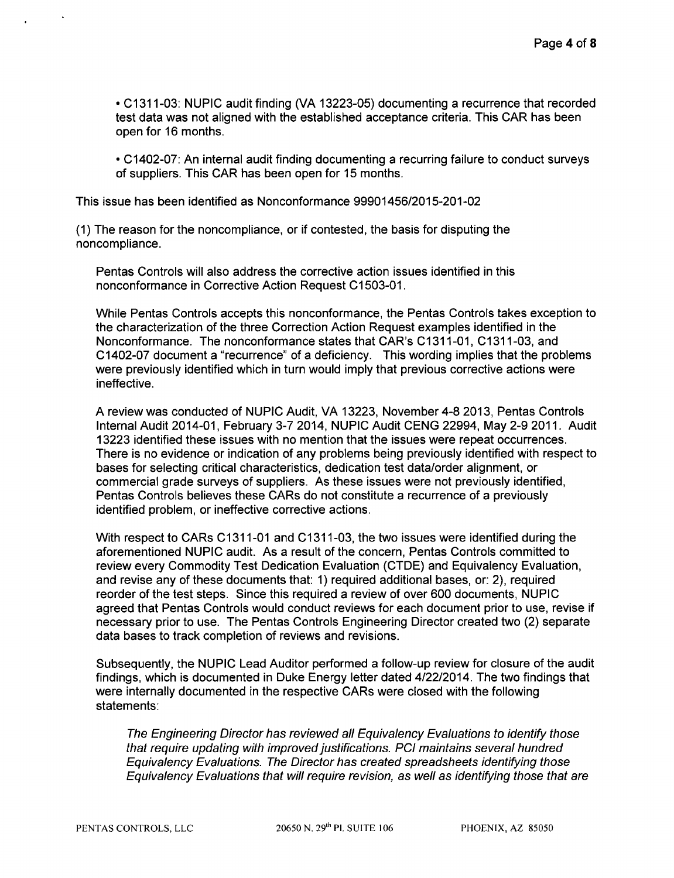• C1311-03: NUPIC audit finding (VA 13223-05) documenting a recurrence that recorded test data was not aligned with the established acceptance criteria. This CAR has been open for 16 months.

• C1402-07: An internal audit finding documenting a recurring failure to conduct surveys of suppliers. This CAR has been open for 15 months.

This issue has been identified as Nonconformance 99901456/2015-201-02

(1) The reason for the noncompliance, or if contested, the basis for disputing the noncompliance.

Pentas Controls will also address the corrective action issues identified in this nonconformance in Corrective Action Request C1503-01.

While Pentas Controls accepts this nonconformance, the Pentas Controls takes exception to the characterization of the three Correction Action Request examples identified in the Nonconformance. The nonconformance states that CAR's C1311-01, C1311-03, and C1402-07 document a "recurrence" of a deficiency. This wording implies that the problems were previously identified which in turn would imply that previous corrective actions were ineffective.

A review was conducted of NUPIC Audit, VA 13223, November 4-8 2013, Pentas Controls Internal Audit 2014-01, February 3-7 2014, NUPIC Audit CENG 22994, May 2-9 2011. Audit 13223 identified these issues with no mention that the issues were repeat occurrences. There is no evidence or indication of any problems being previously identified with respect to bases for selecting critical characteristics, dedication test data/order alignment, or commercial grade surveys of suppliers. As these issues were not previously identified, Pentas Controls believes these CARs do not constitute a recurrence of a previously identified problem, or ineffective corrective actions.

With respect to CARs C1311-01 and C1311-03, the two issues were identified during the aforementioned NUPIC audit. As a result of the concern, Pentas Controls committed to review every Commodity Test Dedication Evaluation (CTDE) and Equivalency Evaluation, and revise any of these documents that: 1) required additional bases, or: 2), required reorder of the test steps. Since this required a review of over 600 documents, NUPIC agreed that Pentas Controls would conduct reviews for each document prior to use, revise if necessary prior to use. The Pentas Controls Engineering Director created two (2) separate data bases to track completion of reviews and revisions.

Subsequently, the NUPIC Lead Auditor performed a follow-up review for closure of the audit findings, which is documented in Duke Energy letter dated 4/22/2014. The two findings that were internally documented in the respective CARs were closed with the following statements:

*The Engineering Director has reviewed all Equivalency Evaluations to identify those that require updating with improved justifications. PCI maintains several hundred Equivalency Evaluations. The Director has created spreadsheets identifying those Equivalency Evaluations that will require revision, as well as identifying those that are*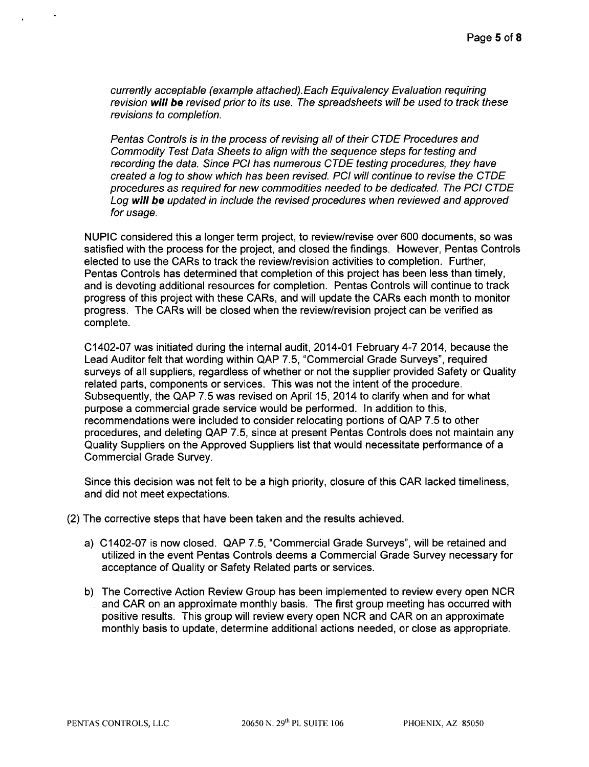*currently acceptable (example attached).Each Equivalency Evaluation requiring revision **will be** revised prior to its use. The spreadsheets will be used to track these revisions to completion.*

*Pentas Controls is in the process of revising all of their CTDE Procedures and Commodity Test Data Sheets to align with the sequence steps for testing and recording the data. Since PCI has numerous CTDE testing procedures, they have created a log to show which has been revised. PCI will continue to revise the CTDE procedures as required for new commodities needed to be dedicated. The PCI CTDE Log **will be** updated in include the revised procedures when reviewed and approved for usage.*

NUPIC considered this a longer term project, to review/revise over 600 documents, so was satisfied with the process for the project, and closed the findings. However, Pentas Controls elected to use the CARs to track the review/revision activities to completion. Further, Pentas Controls has determined that completion of this project has been less than timely, and is devoting additional resources for completion. Pentas Controls will continue to track progress of this project with these CARs, and will update the CARs each month to monitor progress. The CARs will be closed when the review/revision project can be verified as complete.

C1402-07 was initiated during the internal audit, 2014-01 February 4-7 2014, because the Lead Auditor felt that wording within QAP 7.5, "Commercial Grade Surveys", required surveys of all suppliers, regardless of whether or not the supplier provided Safety or Quality related parts, components or services. This was not the intent of the procedure. Subsequently, the QAP 7.5 was revised on April 15, 2014 to clarify when and for what purpose a commercial grade service would be performed. In addition to this, recommendations were included to consider relocating portions of QAP 7.5 to other procedures, and deleting QAP 7.5, since at present Pentas Controls does not maintain any Quality Suppliers on the Approved Suppliers list that would necessitate performance of a Commercial Grade Survey.

Since this decision was not felt to be a high priority, closure of this CAR lacked timeliness, and did not meet expectations.

(2) The corrective steps that have been taken and the results achieved.

a) C1402-07 is now closed. QAP 7.5, "Commercial Grade Surveys", will be retained and utilized in the event Pentas Controls deems a Commercial Grade Survey necessary for acceptance of Quality or Safety Related parts or services.

b) The Corrective Action Review Group has been implemented to review every open NCR and CAR on an approximate monthly basis. The first group meeting has occurred with positive results. This group will review every open NCR and CAR on an approximate monthly basis to update, determine additional actions needed, or close as appropriate.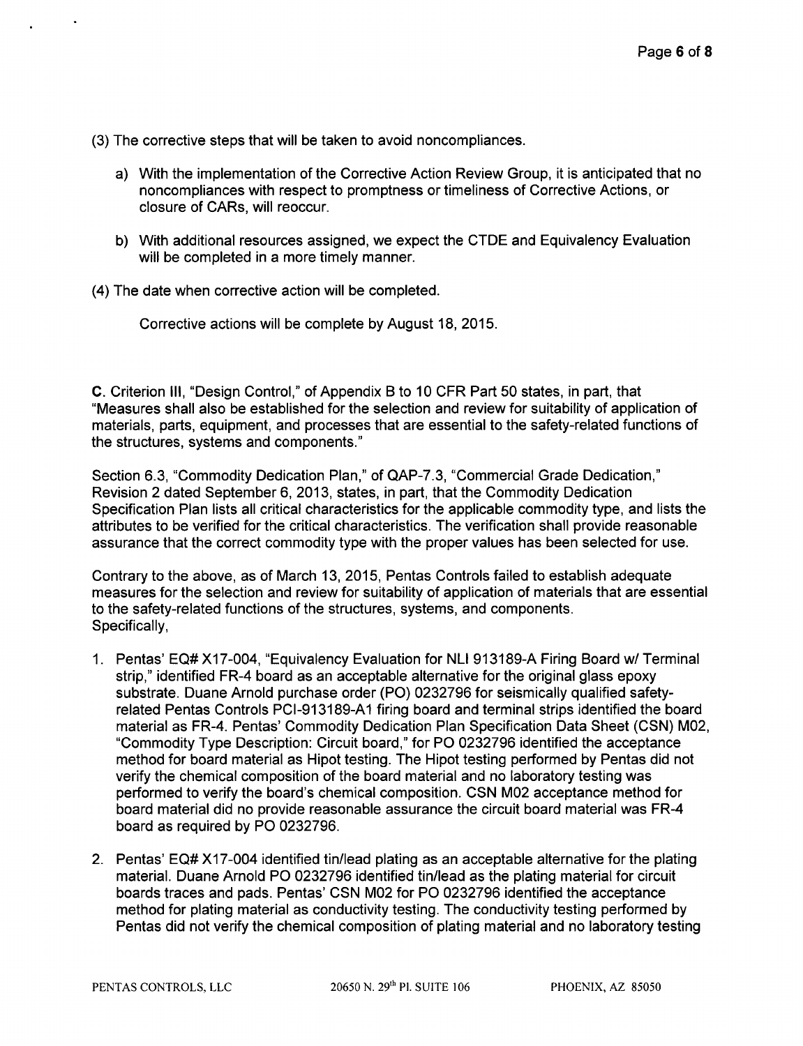(3) The corrective steps that will be taken to avoid noncompliances.

a) With the implementation of the Corrective Action Review Group, it is anticipated that no noncompliances with respect to promptness or timeliness of Corrective Actions, or closure of CARs, will reoccur.

b) With additional resources assigned, we expect the CTDE and Equivalency Evaluation will be completed in a more timely manner.

(4) The date when corrective action will be completed.

Corrective actions will be complete by August 18, 2015.

**C.** Criterion III, "Design Control," of Appendix B to 10 CFR Part 50 states, in part, that "Measures shall also be established for the selection and review for suitability of application of materials, parts, equipment, and processes that are essential to the safety-related functions of the structures, systems and components."

Section 6.3, "Commodity Dedication Plan," of QAP-7.3, "Commercial Grade Dedication," Revision 2 dated September 6, 2013, states, in part, that the Commodity Dedication Specification Plan lists all critical characteristics for the applicable commodity type, and lists the attributes to be verified for the critical characteristics. The verification shall provide reasonable assurance that the correct commodity type with the proper values has been selected for use.

Contrary to the above, as of March 13, 2015, Pentas Controls failed to establish adequate measures for the selection and review for suitability of application of materials that are essential to the safety-related functions of the structures, systems, and components. Specifically,

1. Pentas' EQ# X17-004, "Equivalency Evaluation for NLI 913189-A Firing Board w/ Terminal strip," identified FR-4 board as an acceptable alternative for the original glass epoxy substrate. Duane Arnold purchase order (PO) 0232796 for seismically qualified safety-related Pentas Controls PCI-913189-A1 firing board and terminal strips identified the board material as FR-4. Pentas' Commodity Dedication Plan Specification Data Sheet (CSN) M02, "Commodity Type Description: Circuit board," for PO 0232796 identified the acceptance method for board material as Hipot testing. The Hipot testing performed by Pentas did not verify the chemical composition of the board material and no laboratory testing was performed to verify the board's chemical composition. CSN M02 acceptance method for board material did no provide reasonable assurance the circuit board material was FR-4 board as required by PO 0232796.

2. Pentas' EQ# X17-004 identified tin/lead plating as an acceptable alternative for the plating material. Duane Arnold PO 0232796 identified tin/lead as the plating material for circuit boards traces and pads. Pentas' CSN M02 for PO 0232796 identified the acceptance method for plating material as conductivity testing. The conductivity testing performed by Pentas did not verify the chemical composition of plating material and no laboratory testing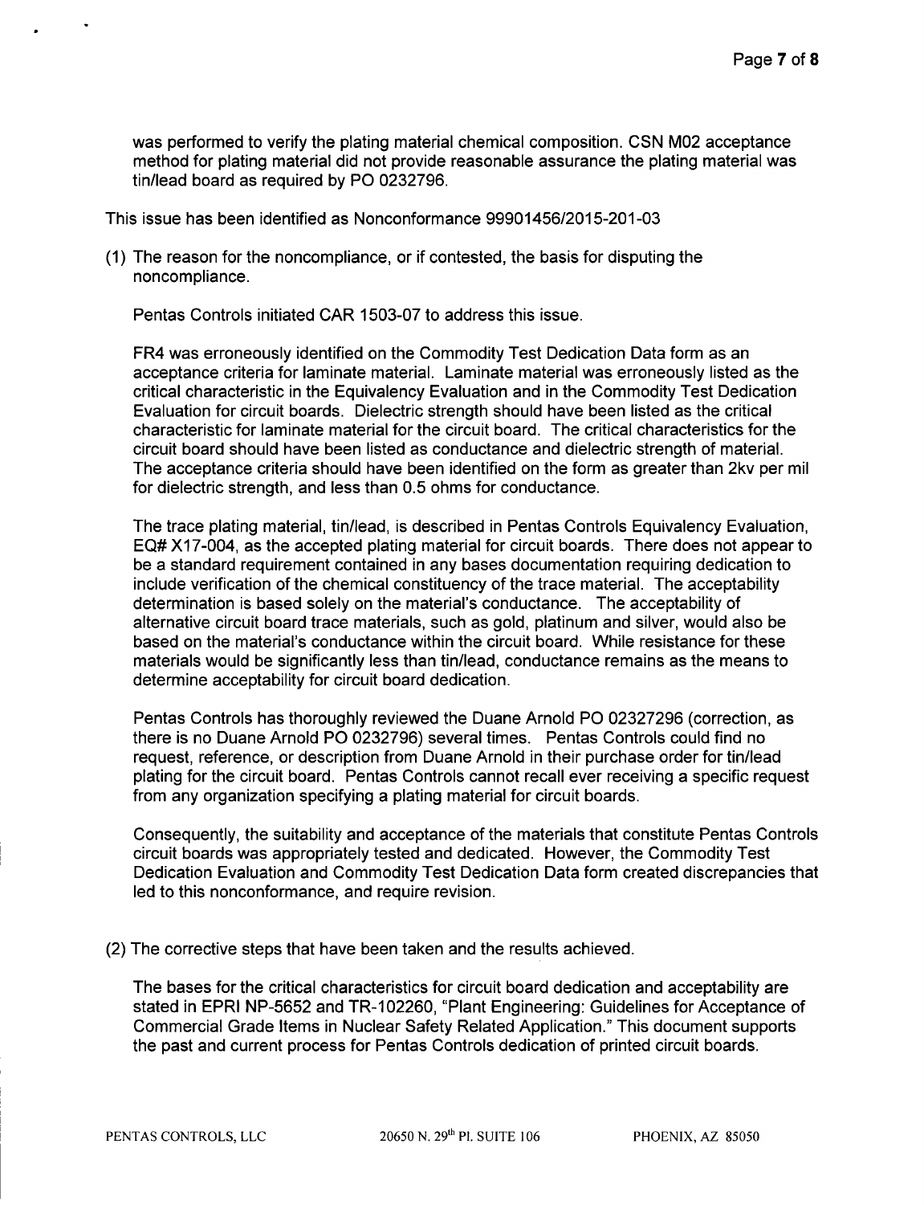was performed to verify the plating material chemical composition. CSN M02 acceptance method for plating material did not provide reasonable assurance the plating material was tin/lead board as required by PO 0232796.

This issue has been identified as Nonconformance 99901456/2015-201-03

(1) The reason for the noncompliance, or if contested, the basis for disputing the noncompliance.

Pentas Controls initiated CAR 1503-07 to address this issue.

FR4 was erroneously identified on the Commodity Test Dedication Data form as an acceptance criteria for laminate material. Laminate material was erroneously listed as the critical characteristic in the Equivalency Evaluation and in the Commodity Test Dedication Evaluation for circuit boards. Dielectric strength should have been listed as the critical characteristic for laminate material for the circuit board. The critical characteristics for the circuit board should have been listed as conductance and dielectric strength of material. The acceptance criteria should have been identified on the form as greater than 2kv per mil for dielectric strength, and less than 0.5 ohms for conductance.

The trace plating material, tin/lead, is described in Pentas Controls Equivalency Evaluation, EQ# X17-004, as the accepted plating material for circuit boards. There does not appear to be a standard requirement contained in any bases documentation requiring dedication to include verification of the chemical constituency of the trace material. The acceptability determination is based solely on the material's conductance. The acceptability of alternative circuit board trace materials, such as gold, platinum and silver, would also be based on the material's conductance within the circuit board. While resistance for these materials would be significantly less than tin/lead, conductance remains as the means to determine acceptability for circuit board dedication.

Pentas Controls has thoroughly reviewed the Duane Arnold PO 02327296 (correction, as there is no Duane Arnold PO 0232796) several times. Pentas Controls could find no request, reference, or description from Duane Arnold in their purchase order for tin/lead plating for the circuit board. Pentas Controls cannot recall ever receiving a specific request from any organization specifying a plating material for circuit boards.

Consequently, the suitability and acceptance of the materials that constitute Pentas Controls circuit boards was appropriately tested and dedicated. However, the Commodity Test Dedication Evaluation and Commodity Test Dedication Data form created discrepancies that led to this nonconformance, and require revision.

(2) The corrective steps that have been taken and the results achieved.

The bases for the critical characteristics for circuit board dedication and acceptability are stated in EPRI NP-5652 and TR-102260, "Plant Engineering: Guidelines for Acceptance of Commercial Grade Items in Nuclear Safety Related Application." This document supports the past and current process for Pentas Controls dedication of printed circuit boards.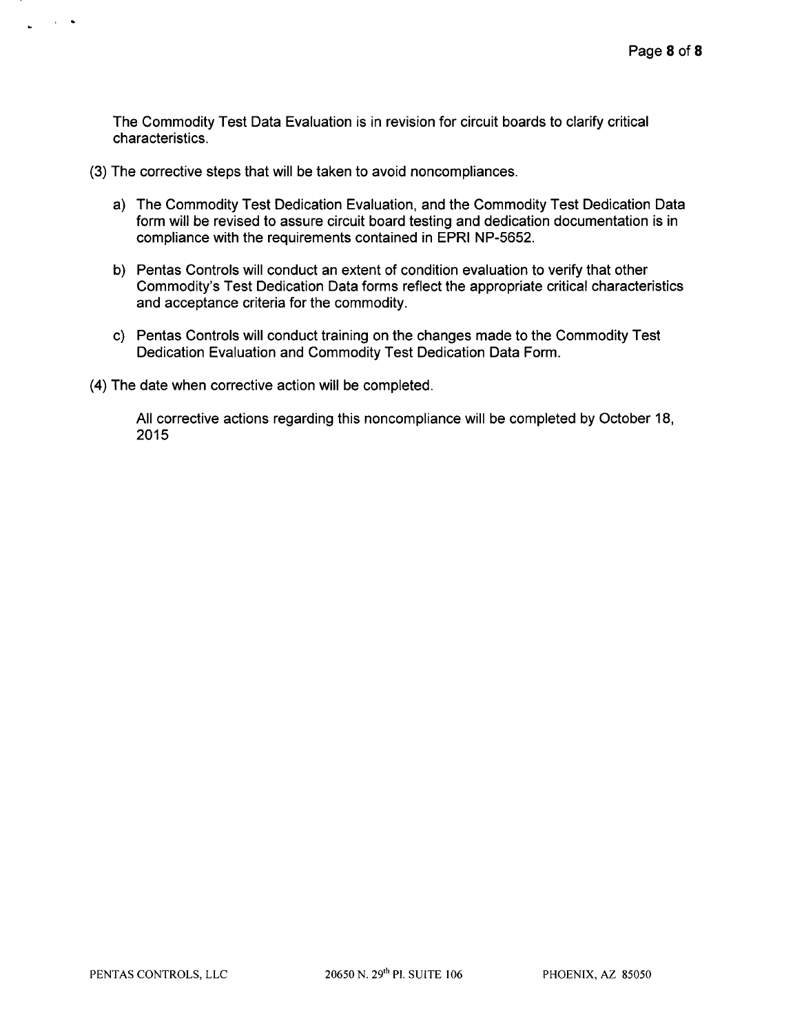The Commodity Test Data Evaluation is in revision for circuit boards to clarify critical characteristics.

(3) The corrective steps that will be taken to avoid noncompliances.

a) The Commodity Test Dedication Evaluation, and the Commodity Test Dedication Data form will be revised to assure circuit board testing and dedication documentation is in compliance with the requirements contained in EPRI NP-5652.

b) Pentas Controls will conduct an extent of condition evaluation to verify that other Commodity's Test Dedication Data forms reflect the appropriate critical characteristics and acceptance criteria for the commodity.

c) Pentas Controls will conduct training on the changes made to the Commodity Test Dedication Evaluation and Commodity Test Dedication Data Form.

(4) The date when corrective action will be completed.

All corrective actions regarding this noncompliance will be completed by October 18, 2015